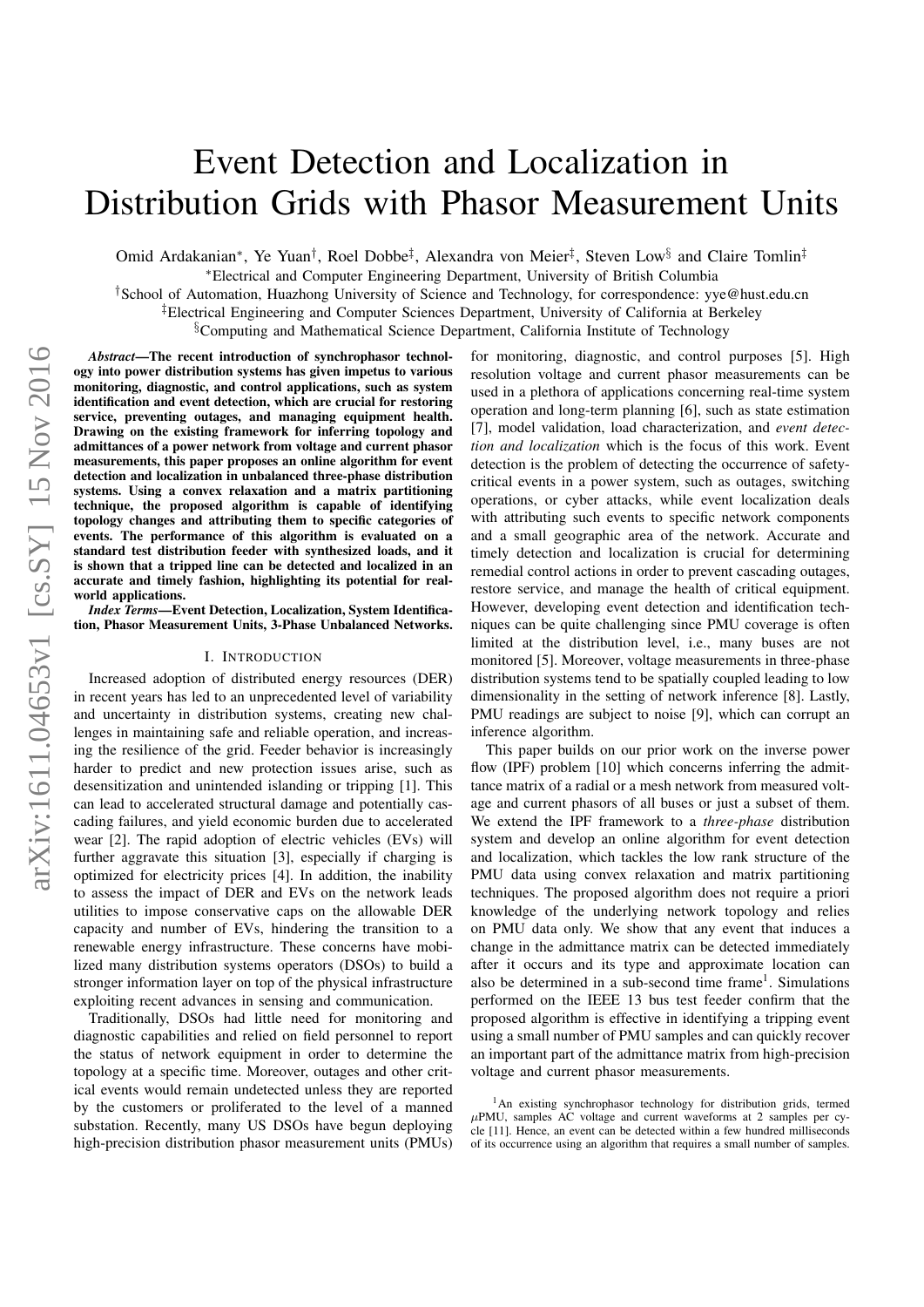# Event Detection and Localization in Distribution Grids with Phasor Measurement Units

Omid Ardakanian[*], Ye Yuan[†], Roel Dobbe[‡], Alexandra von Meier[‡], Steven Low[§] and Claire Tomlin[‡]

[*]Electrical and Computer Engineering Department, University of British Columbia

[†]School of Automation, Huazhong University of Science and Technology, for correspondence: yye@hust.edu.cn

[‡]Electrical Engineering and Computer Sciences Department, University of California at Berkeley

[§]Computing and Mathematical Science Department, California Institute of Technology

***Abstract*—The recent introduction of synchrophasor technology into power distribution systems has given impetus to various monitoring, diagnostic, and control applications, such as system identification and event detection, which are crucial for restoring service, preventing outages, and managing equipment health. Drawing on the existing framework for inferring topology and admittances of a power network from voltage and current phasor measurements, this paper proposes an online algorithm for event detection and localization in unbalanced three-phase distribution systems. Using a convex relaxation and a matrix partitioning technique, the proposed algorithm is capable of identifying topology changes and attributing them to specific categories of events. The performance of this algorithm is evaluated on a standard test distribution feeder with synthesized loads, and it is shown that a tripped line can be detected and localized in an accurate and timely fashion, highlighting its potential for real-world applications.**

***Index Terms*—Event Detection, Localization, System Identification, Phasor Measurement Units, 3-Phase Unbalanced Networks.**

## I. Introduction

Increased adoption of distributed energy resources (DER) in recent years has led to an unprecedented level of variability and uncertainty in distribution systems, creating new challenges in maintaining safe and reliable operation, and increasing the resilience of the grid. Feeder behavior is increasingly harder to predict and new protection issues arise, such as desensitization and unintended islanding or tripping [1]. This can lead to accelerated structural damage and potentially cascading failures, and yield economic burden due to accelerated wear [2]. The rapid adoption of electric vehicles (EVs) will further aggravate this situation [3], especially if charging is optimized for electricity prices [4]. In addition, the inability to assess the impact of DER and EVs on the network leads utilities to impose conservative caps on the allowable DER capacity and number of EVs, hindering the transition to a renewable energy infrastructure. These concerns have mobilized many distribution systems operators (DSOs) to build a stronger information layer on top of the physical infrastructure exploiting recent advances in sensing and communication.

Traditionally, DSOs had little need for monitoring and diagnostic capabilities and relied on field personnel to report the status of network equipment in order to determine the topology at a specific time. Moreover, outages and other critical events would remain undetected unless they are reported by the customers or proliferated to the level of a manned substation. Recently, many US DSOs have begun deploying high-precision distribution phasor measurement units (PMUs) for monitoring, diagnostic, and control purposes [5]. High resolution voltage and current phasor measurements can be used in a plethora of applications concerning real-time system operation and long-term planning [6], such as state estimation [7], model validation, load characterization, and *event detection and localization* which is the focus of this work. Event detection is the problem of detecting the occurrence of safety-critical events in a power system, such as outages, switching operations, or cyber attacks, while event localization deals with attributing such events to specific network components and a small geographic area of the network. Accurate and timely detection and localization is crucial for determining remedial control actions in order to prevent cascading outages, restore service, and manage the health of critical equipment. However, developing event detection and identification techniques can be quite challenging since PMU coverage is often limited at the distribution level, i.e., many buses are not monitored [5]. Moreover, voltage measurements in three-phase distribution systems tend to be spatially coupled leading to low dimensionality in the setting of network inference [8]. Lastly, PMU readings are subject to noise [9], which can corrupt an inference algorithm.

This paper builds on our prior work on the inverse power flow (IPF) problem [10] which concerns inferring the admittance matrix of a radial or a mesh network from measured voltage and current phasors of all buses or just a subset of them. We extend the IPF framework to a *three-phase* distribution system and develop an online algorithm for event detection and localization, which tackles the low rank structure of the PMU data using convex relaxation and matrix partitioning techniques. The proposed algorithm does not require a priori knowledge of the underlying network topology and relies on PMU data only. We show that any event that induces a change in the admittance matrix can be detected immediately after it occurs and its type and approximate location can be determined in a sub-second time frame[1]. Simulations performed on the IEEE 13 bus test feeder confirm that the proposed algorithm is effective in identifying a tripping event using a small number of PMU samples and can quickly recover an important part of the admittance matrix from high-precision voltage and current phasor measurements.

[1]An existing synchrophasor technology for distribution grids, termed $\mu$PMU, samples AC voltage and current waveforms at 2 samples per cycle [11]. Hence, an event can be detected within a few hundred milliseconds of its occurrence using an algorithm that requires a small number of samples.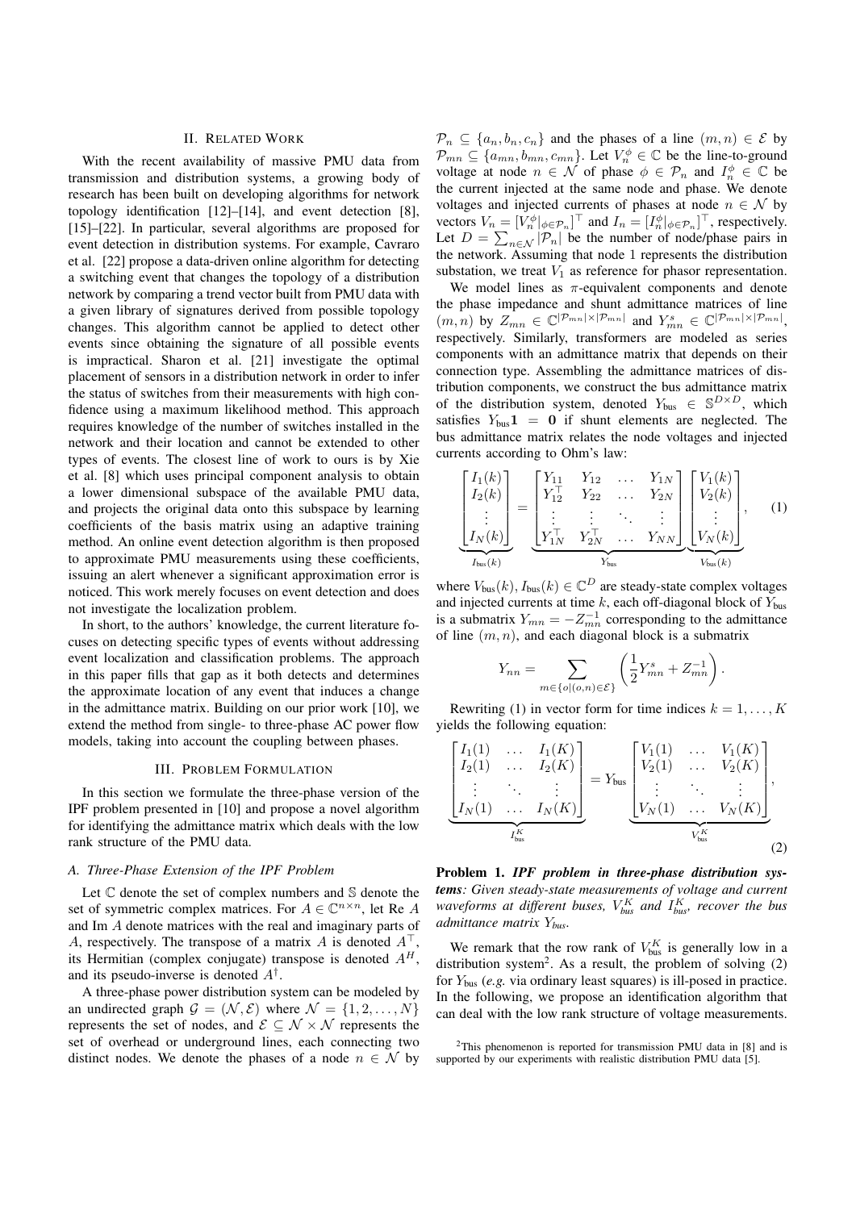## II. Related Work

With the recent availability of massive PMU data from transmission and distribution systems, a growing body of research has been built on developing algorithms for network topology identification [12]–[14], and event detection [8], [15]–[22]. In particular, several algorithms are proposed for event detection in distribution systems. For example, Cavraro et al. [22] propose a data-driven online algorithm for detecting a switching event that changes the topology of a distribution network by comparing a trend vector built from PMU data with a given library of signatures derived from possible topology changes. This algorithm cannot be applied to detect other events since obtaining the signature of all possible events is impractical. Sharon et al. [21] investigate the optimal placement of sensors in a distribution network in order to infer the status of switches from their measurements with high confidence using a maximum likelihood method. This approach requires knowledge of the number of switches installed in the network and their location and cannot be extended to other types of events. The closest line of work to ours is by Xie et al. [8] which uses principal component analysis to obtain a lower dimensional subspace of the available PMU data, and projects the original data onto this subspace by learning coefficients of the basis matrix using an adaptive training method. An online event detection algorithm is then proposed to approximate PMU measurements using these coefficients, issuing an alert whenever a significant approximation error is noticed. This work merely focuses on event detection and does not investigate the localization problem.

In short, to the authors' knowledge, the current literature focuses on detecting specific types of events without addressing event localization and classification problems. The approach in this paper fills that gap as it both detects and determines the approximate location of any event that induces a change in the admittance matrix. Building on our prior work [10], we extend the method from single- to three-phase AC power flow models, taking into account the coupling between phases.

## III. Problem Formulation

In this section we formulate the three-phase version of the IPF problem presented in [10] and propose a novel algorithm for identifying the admittance matrix which deals with the low rank structure of the PMU data.

### A. Three-Phase Extension of the IPF Problem

Let $\mathbb{C}$ denote the set of complex numbers and $\mathbb{S}$ denote the set of symmetric complex matrices. For $A \in \mathbb{C}^{n \times n}$, let $\operatorname{Re} A$ and $\operatorname{Im} A$ denote matrices with the real and imaginary parts of $A$, respectively. The transpose of a matrix $A$ is denoted $A^\top$, its Hermitian (complex conjugate) transpose is denoted $A^H$, and its pseudo-inverse is denoted $A^\dagger$.

A three-phase power distribution system can be modeled by an undirected graph $\mathcal{G} = (\mathcal{N}, \mathcal{E})$ where $\mathcal{N} = \{1, 2, \ldots, N\}$ represents the set of nodes, and $\mathcal{E} \subseteq \mathcal{N} \times \mathcal{N}$ represents the set of overhead or underground lines, each connecting two distinct nodes. We denote the phases of a node $n \in \mathcal{N}$ by $\mathcal{P}_n \subseteq \{a_n, b_n, c_n\}$ and the phases of a line $(m,n) \in \mathcal{E}$ by $\mathcal{P}_{mn} \subseteq \{a_{mn}, b_{mn}, c_{mn}\}$. Let $V_n^\phi \in \mathbb{C}$ be the line-to-ground voltage at node $n \in \mathcal{N}$ of phase $\phi \in \mathcal{P}_n$ and $I_n^\phi \in \mathbb{C}$ be the current injected at the same node and phase. We denote voltages and injected currents of phases at node $n \in \mathcal{N}$ by vectors $V_n = [V_n^\phi|_{\phi \in \mathcal{P}_n}]^\top$ and $I_n = [I_n^\phi|_{\phi \in \mathcal{P}_n}]^\top$, respectively. Let $D = \sum_{n \in \mathcal{N}} |\mathcal{P}_n|$ be the number of node/phase pairs in the network. Assuming that node 1 represents the distribution substation, we treat $V_1$ as reference for phasor representation.

We model lines as $\pi$-equivalent components and denote the phase impedance and shunt admittance matrices of line $(m,n)$ by $Z_{mn} \in \mathbb{C}^{|\mathcal{P}_{mn}| \times |\mathcal{P}_{mn}|}$ and $Y_{mn}^s \in \mathbb{C}^{|\mathcal{P}_{mn}| \times |\mathcal{P}_{mn}|}$, respectively. Similarly, transformers are modeled as series components with an admittance matrix that depends on their connection type. Assembling the admittance matrices of distribution components, we construct the bus admittance matrix of the distribution system, denoted $Y_{\text{bus}} \in \mathbb{S}^{D \times D}$, which satisfies $Y_{\text{bus}} \mathbf{1} = \mathbf{0}$ if shunt elements are neglected. The bus admittance matrix relates the node voltages and injected currents according to Ohm's law:

$$
\underbrace{\begin{bmatrix} I_1(k) \\ I_2(k) \\ \vdots \\ I_N(k) \end{bmatrix}}_{I_{\text{bus}}(k)} = \underbrace{\begin{bmatrix} Y_{11} & Y_{12} & \ldots & Y_{1N} \\ Y_{12}^\top & Y_{22} & \ldots & Y_{2N} \\ \vdots & \vdots & \ddots & \vdots \\ Y_{1N}^\top & Y_{2N}^\top & \ldots & Y_{NN} \end{bmatrix}}_{Y_{\text{bus}}} \underbrace{\begin{bmatrix} V_1(k) \\ V_2(k) \\ \vdots \\ V_N(k) \end{bmatrix}}_{V_{\text{bus}}(k)}, \tag{1}
$$

where $V_{\text{bus}}(k), I_{\text{bus}}(k) \in \mathbb{C}^D$ are steady-state complex voltages and injected currents at time $k$, each off-diagonal block of $Y_{\text{bus}}$ is a submatrix $Y_{mn} = -Z_{mn}^{-1}$ corresponding to the admittance of line $(m,n)$, and each diagonal block is a submatrix

$$
Y_{nn} = \sum_{m \in \{o | (o,n) \in \mathcal{E}\}} \left( \frac{1}{2} Y_{mn}^s + Z_{mn}^{-1} \right).
$$

Rewriting (1) in vector form for time indices $k = 1, \ldots, K$ yields the following equation:

$$
\underbrace{\begin{bmatrix} I_1(1) & \ldots & I_1(K) \\ I_2(1) & \ldots & I_2(K) \\ \vdots & \ddots & \vdots \\ I_N(1) & \ldots & I_N(K) \end{bmatrix}}_{I_{\text{bus}}^K} = Y_{\text{bus}} \underbrace{\begin{bmatrix} V_1(1) & \ldots & V_1(K) \\ V_2(1) & \ldots & V_2(K) \\ \vdots & \ddots & \vdots \\ V_N(1) & \ldots & V_N(K) \end{bmatrix}}_{V_{\text{bus}}^K}, \tag{2}
$$

**Problem 1.** ***IPF problem in three-phase distribution systems**: Given steady-state measurements of voltage and current waveforms at different buses, $V_{\text{bus}}^K$ and $I_{\text{bus}}^K$, recover the bus admittance matrix $Y_{\text{bus}}$.*

We remark that the row rank of $V_{\text{bus}}^K$ is generally low in a distribution system[2]. As a result, the problem of solving (2) for $Y_{\text{bus}}$ (*e.g.* via ordinary least squares) is ill-posed in practice. In the following, we propose an identification algorithm that can deal with the low rank structure of voltage measurements.

[2] This phenomenon is reported for transmission PMU data in [8] and is supported by our experiments with realistic distribution PMU data [5].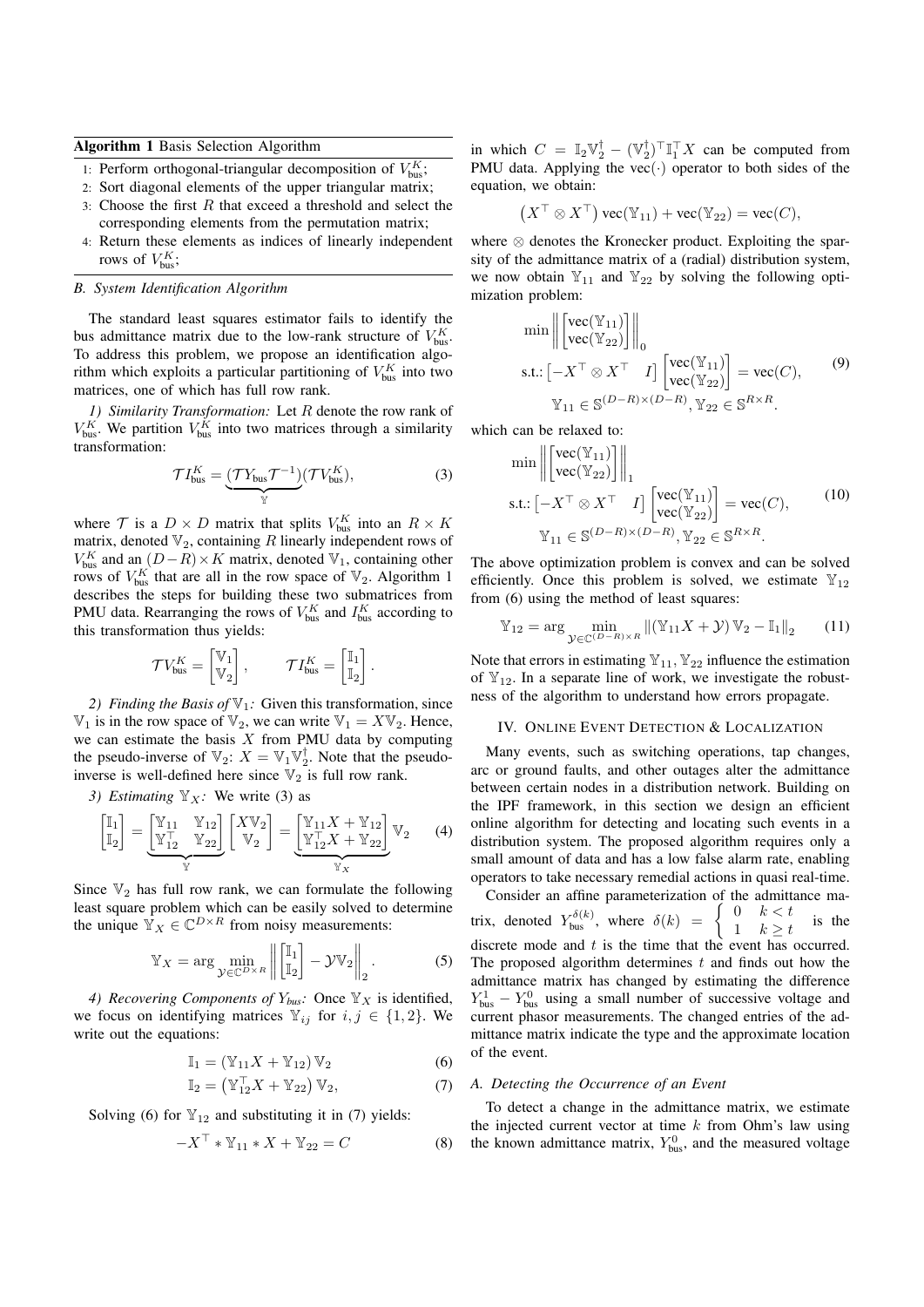**Algorithm 1** Basis Selection Algorithm

1. Perform orthogonal-triangular decomposition of $V_{\text{bus}}^K$;
2. Sort diagonal elements of the upper triangular matrix;
3. Choose the first $R$ that exceed a threshold and select the corresponding elements from the permutation matrix;
4. Return these elements as indices of linearly independent rows of $V_{\text{bus}}^K$;

### B. System Identification Algorithm

The standard least squares estimator fails to identify the bus admittance matrix due to the low-rank structure of $V_{\text{bus}}^K$. To address this problem, we propose an identification algorithm which exploits a particular partitioning of $V_{\text{bus}}^K$ into two matrices, one of which has full row rank.

*1) Similarity Transformation:* Let $R$ denote the row rank of $V_{\text{bus}}^K$. We partition $V_{\text{bus}}^K$ into two matrices through a similarity transformation:

$$\mathcal{T} I_{\text{bus}}^K = \underbrace{(\mathcal{T} Y_{\text{bus}} \mathcal{T}^{-1})}_{\mathbb{Y}} (\mathcal{T} V_{\text{bus}}^K), \tag{3}$$

where $\mathcal{T}$ is a $D \times D$ matrix that splits $V_{\text{bus}}^K$ into an $R \times K$ matrix, denoted $\mathbb{V}_2$, containing $R$ linearly independent rows of $V_{\text{bus}}^K$ and an $(D-R) \times K$ matrix, denoted $\mathbb{V}_1$, containing other rows of $V_{\text{bus}}^K$ that are all in the row space of $\mathbb{V}_2$. Algorithm 1 describes the steps for building these two submatrices from PMU data. Rearranging the rows of $V_{\text{bus}}^K$ and $I_{\text{bus}}^K$ according to this transformation thus yields:

$$\mathcal{T} V_{\text{bus}}^K = \begin{bmatrix} \mathbb{V}_1 \\ \mathbb{V}_2 \end{bmatrix}, \qquad \mathcal{T} I_{\text{bus}}^K = \begin{bmatrix} \mathbb{I}_1 \\ \mathbb{I}_2 \end{bmatrix}.$$

*2) Finding the Basis of $\mathbb{V}_1$:* Given this transformation, since $\mathbb{V}_1$ is in the row space of $\mathbb{V}_2$, we can write $\mathbb{V}_1 = X\mathbb{V}_2$. Hence, we can estimate the basis $X$ from PMU data by computing the pseudo-inverse of $\mathbb{V}_2$: $X = \mathbb{V}_1 \mathbb{V}_2^\dagger$. Note that the pseudo-inverse is well-defined here since $\mathbb{V}_2$ is full row rank.

*3) Estimating $\mathbb{Y}_X$:* We write (3) as

$$\begin{bmatrix} \mathbb{I}_1 \\ \mathbb{I}_2 \end{bmatrix} = \underbrace{\begin{bmatrix} \mathbb{Y}_{11} & \mathbb{Y}_{12} \\ \mathbb{Y}_{12}^\top & \mathbb{Y}_{22} \end{bmatrix}}_{\mathbb{Y}} \begin{bmatrix} X\mathbb{V}_2 \\ \mathbb{V}_2 \end{bmatrix} = \underbrace{\begin{bmatrix} \mathbb{Y}_{11} X + \mathbb{Y}_{12} \\ \mathbb{Y}_{12}^\top X + \mathbb{Y}_{22} \end{bmatrix}}_{\mathbb{Y}_X} \mathbb{V}_2 \tag{4}$$

Since $\mathbb{V}_2$ has full row rank, we can formulate the following least square problem which can be easily solved to determine the unique $\mathbb{Y}_X \in \mathbb{C}^{D \times R}$ from noisy measurements:

$$\mathbb{Y}_X = \arg \min_{\mathcal{Y} \in \mathbb{C}^{D \times R}} \left\| \begin{bmatrix} \mathbb{I}_1 \\ \mathbb{I}_2 \end{bmatrix} - \mathcal{Y} \mathbb{V}_2 \right\|_2. \tag{5}$$

*4) Recovering Components of $Y_{bus}$:* Once $\mathbb{Y}_X$ is identified, we focus on identifying matrices $\mathbb{Y}_{ij}$ for $i, j \in \{1, 2\}$. We write out the equations:

$$\mathbb{I}_1 = (\mathbb{Y}_{11} X + \mathbb{Y}_{12}) \mathbb{V}_2 \tag{6}$$

$$\mathbb{I}_2 = \left(\mathbb{Y}_{12}^\top X + \mathbb{Y}_{22}\right) \mathbb{V}_2, \tag{7}$$

Solving (6) for $\mathbb{Y}_{12}$ and substituting it in (7) yields:

$$-X^\top * \mathbb{Y}_{11} * X + \mathbb{Y}_{22} = C \tag{8}$$

in which $C = \mathbb{I}_2 \mathbb{V}_2^\dagger - (\mathbb{V}_2^\dagger)^\top \mathbb{I}_1^\top X$ can be computed from PMU data. Applying the $\text{vec}(\cdot)$ operator to both sides of the equation, we obtain:

$$\left(X^\top \otimes X^\top\right) \text{vec}(\mathbb{Y}_{11}) + \text{vec}(\mathbb{Y}_{22}) = \text{vec}(C),$$

where $\otimes$ denotes the Kronecker product. Exploiting the sparsity of the admittance matrix of a (radial) distribution system, we now obtain $\mathbb{Y}_{11}$ and $\mathbb{Y}_{22}$ by solving the following optimization problem:

$$\begin{aligned} &\min \left\| \begin{bmatrix} \text{vec}(\mathbb{Y}_{11}) \\ \text{vec}(\mathbb{Y}_{22}) \end{bmatrix} \right\|_0 \\ &\text{s.t.: } \begin{bmatrix} -X^\top \otimes X^\top & I \end{bmatrix} \begin{bmatrix} \text{vec}(\mathbb{Y}_{11}) \\ \text{vec}(\mathbb{Y}_{22}) \end{bmatrix} = \text{vec}(C), \\ &\qquad \mathbb{Y}_{11} \in \mathbb{S}^{(D-R) \times (D-R)}, \mathbb{Y}_{22} \in \mathbb{S}^{R \times R}. \end{aligned} \tag{9}$$

which can be relaxed to:

$$\begin{aligned} &\min \left\| \begin{bmatrix} \text{vec}(\mathbb{Y}_{11}) \\ \text{vec}(\mathbb{Y}_{22}) \end{bmatrix} \right\|_1 \\ &\text{s.t.: } \begin{bmatrix} -X^\top \otimes X^\top & I \end{bmatrix} \begin{bmatrix} \text{vec}(\mathbb{Y}_{11}) \\ \text{vec}(\mathbb{Y}_{22}) \end{bmatrix} = \text{vec}(C), \\ &\qquad \mathbb{Y}_{11} \in \mathbb{S}^{(D-R) \times (D-R)}, \mathbb{Y}_{22} \in \mathbb{S}^{R \times R}. \end{aligned} \tag{10}$$

The above optimization problem is convex and can be solved efficiently. Once this problem is solved, we estimate $\mathbb{Y}_{12}$ from (6) using the method of least squares:

$$\mathbb{Y}_{12} = \arg \min_{\mathcal{Y} \in \mathbb{C}^{(D-R) \times R}} \left\| (\mathbb{Y}_{11} X + \mathcal{Y}) \mathbb{V}_2 - \mathbb{I}_1 \right\|_2 \tag{11}$$

Note that errors in estimating $\mathbb{Y}_{11}, \mathbb{Y}_{22}$ influence the estimation of $\mathbb{Y}_{12}$. In a separate line of work, we investigate the robustness of the algorithm to understand how errors propagate.

## IV. Online Event Detection & Localization

Many events, such as switching operations, tap changes, arc or ground faults, and other outages alter the admittance between certain nodes in a distribution network. Building on the IPF framework, in this section we design an efficient online algorithm for detecting and locating such events in a distribution system. The proposed algorithm requires only a small amount of data and has a low false alarm rate, enabling operators to take necessary remedial actions in quasi real-time.

Consider an affine parameterization of the admittance matrix, denoted $Y_{\text{bus}}^{\delta(k)}$, where $\delta(k) = \begin{cases} 0 & k < t \\ 1 & k \geq t \end{cases}$ is the discrete mode and $t$ is the time that the event has occurred. The proposed algorithm determines $t$ and finds out how the admittance matrix has changed by estimating the difference $Y_{\text{bus}}^1 - Y_{\text{bus}}^0$ using a small number of successive voltage and current phasor measurements. The changed entries of the admittance matrix indicate the type and the approximate location of the event.

### A. Detecting the Occurrence of an Event

To detect a change in the admittance matrix, we estimate the injected current vector at time $k$ from Ohm's law using the known admittance matrix, $Y_{\text{bus}}^0$, and the measured voltage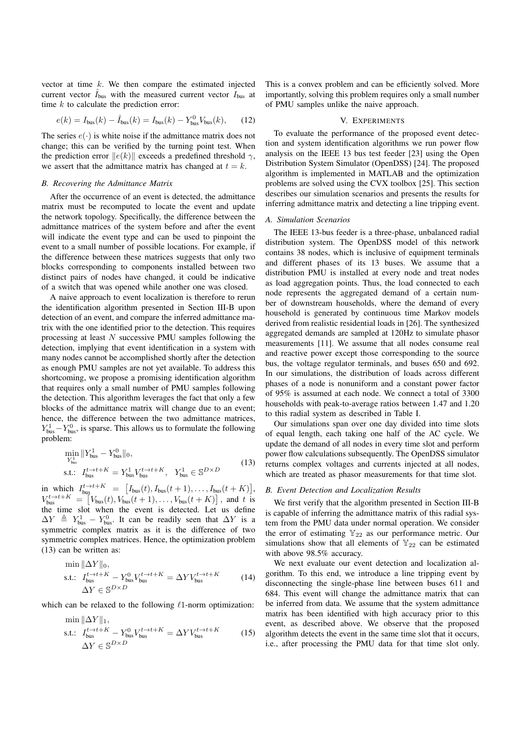vector at time $k$. We then compare the estimated injected current vector $\hat{I}_{\text{bus}}$ with the measured current vector $I_{\text{bus}}$ at time $k$ to calculate the prediction error:

$$e(k) = I_{\text{bus}}(k) - \hat{I}_{\text{bus}}(k) = I_{\text{bus}}(k) - Y^0_{\text{bus}} V_{\text{bus}}(k), \qquad (12)$$

The series $e(\cdot)$ is white noise if the admittance matrix does not change; this can be verified by the turning point test. When the prediction error $\|e(k)\|$ exceeds a predefined threshold $\gamma$, we assert that the admittance matrix has changed at $t = k$.

### *B. Recovering the Admittance Matrix*

After the occurrence of an event is detected, the admittance matrix must be recomputed to locate the event and update the network topology. Specifically, the difference between the admittance matrices of the system before and after the event will indicate the event type and can be used to pinpoint the event to a small number of possible locations. For example, if the difference between these matrices suggests that only two blocks corresponding to components installed between two distinct pairs of nodes have changed, it could be indicative of a switch that was opened while another one was closed.

A naive approach to event localization is therefore to rerun the identification algorithm presented in Section III-B upon detection of an event, and compare the inferred admittance matrix with the one identified prior to the detection. This requires processing at least $N$ successive PMU samples following the detection, implying that event identification in a system with many nodes cannot be accomplished shortly after the detection as enough PMU samples are not yet available. To address this shortcoming, we propose a promising identification algorithm that requires only a small number of PMU samples following the detection. This algorithm leverages the fact that only a few blocks of the admittance matrix will change due to an event; hence, the difference between the two admittance matrices, $Y^1_{\text{bus}} - Y^0_{\text{bus}}$, is sparse. This allows us to formulate the following problem:

$$\begin{aligned} &\min_{Y^1_{\text{bus}}} \|Y^1_{\text{bus}} - Y^0_{\text{bus}}\|_0, \\ &\text{s.t.:}\ \ I^{t\to t+K}_{\text{bus}} = Y^1_{\text{bus}} V^{t\to t+K}_{\text{bus}}, \quad Y^1_{\text{bus}} \in \mathbb{S}^{D\times D} \end{aligned} \qquad (13)$$

in which $I^{t\to t+K}_{\text{bus}} = \big[I_{\text{bus}}(t), I_{\text{bus}}(t+1), \ldots, I_{\text{bus}}(t+K)\big]$, $V^{t\to t+K}_{\text{bus}} = \big[V_{\text{bus}}(t), V_{\text{bus}}(t+1), \ldots, V_{\text{bus}}(t+K)\big]$, and $t$ is the time slot when the event is detected. Let us define $\Delta Y \triangleq Y^1_{\text{bus}} - Y^0_{\text{bus}}$. It can be readily seen that $\Delta Y$ is a symmetric complex matrix as it is the difference of two symmetric complex matrices. Hence, the optimization problem (13) can be written as:

$$\begin{aligned} &\min \|\Delta Y\|_0, \\ &\text{s.t.:}\ \ I^{t\to t+K}_{\text{bus}} - Y^0_{\text{bus}} V^{t\to t+K}_{\text{bus}} = \Delta Y V^{t\to t+K}_{\text{bus}} \\ &\quad\ \ \ \Delta Y \in \mathbb{S}^{D\times D} \end{aligned} \qquad (14)$$

which can be relaxed to the following $\ell 1$-norm optimization:

$$\begin{aligned} &\min \|\Delta Y\|_1, \\ &\text{s.t.:}\ \ I^{t\to t+K}_{\text{bus}} - Y^0_{\text{bus}} V^{t\to t+K}_{\text{bus}} = \Delta Y V^{t\to t+K}_{\text{bus}} \\ &\quad\ \ \ \Delta Y \in \mathbb{S}^{D\times D} \end{aligned} \qquad (15)$$

This is a convex problem and can be efficiently solved. More importantly, solving this problem requires only a small number of PMU samples unlike the naive approach.

## V. Experiments

To evaluate the performance of the proposed event detection and system identification algorithms we run power flow analysis on the IEEE 13 bus test feeder [23] using the Open Distribution System Simulator (OpenDSS) [24]. The proposed algorithm is implemented in MATLAB and the optimization problems are solved using the CVX toolbox [25]. This section describes our simulation scenarios and presents the results for inferring admittance matrix and detecting a line tripping event.

### *A. Simulation Scenarios*

The IEEE 13-bus feeder is a three-phase, unbalanced radial distribution system. The OpenDSS model of this network contains 38 nodes, which is inclusive of equipment terminals and different phases of its 13 buses. We assume that a distribution PMU is installed at every node and treat nodes as load aggregation points. Thus, the load connected to each node represents the aggregated demand of a certain number of downstream households, where the demand of every household is generated by continuous time Markov models derived from realistic residential loads in [26]. The synthesized aggregated demands are sampled at 120Hz to simulate phasor measurements [11]. We assume that all nodes consume real and reactive power except those corresponding to the source bus, the voltage regulator terminals, and buses 650 and 692. In our simulations, the distribution of loads across different phases of a node is nonuniform and a constant power factor of 95% is assumed at each node. We connect a total of 3300 households with peak-to-average ratios between 1.47 and 1.20 to this radial system as described in Table I.

Our simulations span over one day divided into time slots of equal length, each taking one half of the AC cycle. We update the demand of all nodes in every time slot and perform power flow calculations subsequently. The OpenDSS simulator returns complex voltages and currents injected at all nodes, which are treated as phasor measurements for that time slot.

### *B. Event Detection and Localization Results*

We first verify that the algorithm presented in Section III-B is capable of inferring the admittance matrix of this radial system from the PMU data under normal operation. We consider the error of estimating $\mathbb{Y}_{22}$ as our performance metric. Our simulations show that all elements of $\mathbb{Y}_{22}$ can be estimated with above 98.5% accuracy.

We next evaluate our event detection and localization algorithm. To this end, we introduce a line tripping event by disconnecting the single-phase line between buses 611 and 684. This event will change the admittance matrix that can be inferred from data. We assume that the system admittance matrix has been identified with high accuracy prior to this event, as described above. We observe that the proposed algorithm detects the event in the same time slot that it occurs, i.e., after processing the PMU data for that time slot only.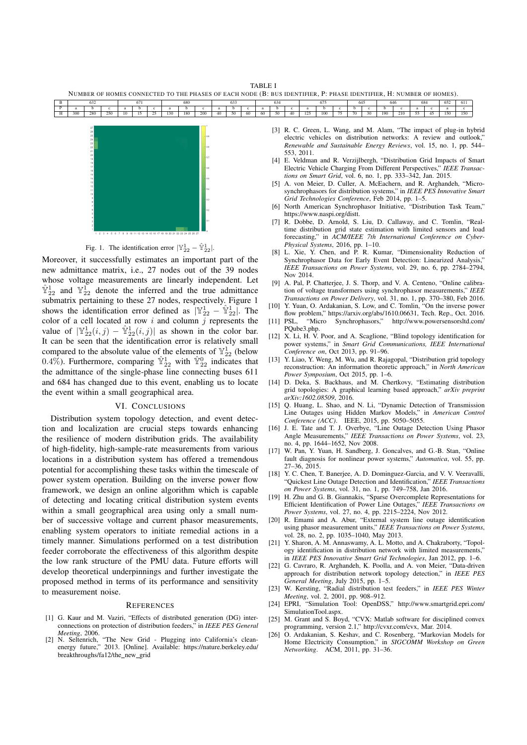TABLE I

NUMBER OF HOMES CONNECTED TO THE PHASES OF EACH NODE (B: BUS IDENTIFIER, P: PHASE IDENTIFIER, H: NUMBER OF HOMES).

| B | 632 | | | 671 | | | 680 | | | 633 | | | 634 | | | 675 | | | 645 | | 646 | | 684 | | 652 | 611 |
|---|---|---|---|---|---|---|---|---|---|---|---|---|---|---|---|---|---|---|---|---|---|---|---|---|---|---|
| P | a | b | c | a | b | c | a | b | c | a | b | c | a | b | c | a | b | c | b | c | b | c | a | c | a | c |
| H | 300 | 280 | 250 | 10 | 15 | 25 | 130 | 180 | 200 | 40 | 50 | 60 | 60 | 50 | 40 | 125 | 100 | 75 | 70 | 30 | 190 | 210 | 55 | 45 | 150 | 150 |

Fig. 1. The identification error $|\mathbb{Y}_{22}^1 - \hat{\mathbb{Y}}_{22}^1|$.

Moreover, it successfully estimates an important part of the new admittance matrix, i.e., 27 nodes out of the 39 nodes whose voltage measurements are linearly independent. Let $\hat{\mathbb{Y}}_{22}^1$ and $\mathbb{Y}_{22}^1$ denote the inferred and the true admittance submatrix pertaining to these 27 nodes, respectively. Figure 1 shows the identification error defined as $|\mathbb{Y}_{22}^1 - \hat{\mathbb{Y}}_{22}^1|$. The color of a cell located at row $i$ and column $j$ represents the value of $|\mathbb{Y}_{22}^1(i,j) - \hat{\mathbb{Y}}_{22}^1(i,j)|$ as shown in the color bar. It can be seen that the identification error is relatively small compared to the absolute value of the elements of $\mathbb{Y}_{22}^1$ (below 0.4%). Furthermore, comparing $\hat{\mathbb{Y}}_{22}^1$ with $\hat{\mathbb{Y}}_{22}^0$ indicates that the admittance of the single-phase line connecting buses 611 and 684 has changed due to this event, enabling us to locate the event within a small geographical area.

## VI. CONCLUSIONS

Distribution system topology detection, and event detection and localization are crucial steps towards enhancing the resilience of modern distribution grids. The availability of high-fidelity, high-sample-rate measurements from various locations in a distribution system has offered a tremendous potential for accomplishing these tasks within the timescale of power system operation. Building on the inverse power flow framework, we design an online algorithm which is capable of detecting and locating critical distribution system events within a small geographical area using only a small number of successive voltage and current phasor measurements, enabling system operators to initiate remedial actions in a timely manner. Simulations performed on a test distribution feeder corroborate the effectiveness of this algorithm despite the low rank structure of the PMU data. Future efforts will develop theoretical underpinnings and further investigate the proposed method in terms of its performance and sensitivity to measurement noise.

## REFERENCES

[1] G. Kaur and M. Vaziri, "Effects of distributed generation (DG) interconnections on protection of distribution feeders," in *IEEE PES General Meeting*, 2006.

[2] N. Seltenrich, "The New Grid - Plugging into California's clean-energy future," 2013. [Online]. Available: https://nature.berkeley.edu/breakthroughs/fa12/the_new_grid

[3] R. C. Green, L. Wang, and M. Alam, "The impact of plug-in hybrid electric vehicles on distribution networks: A review and outlook," *Renewable and Sustainable Energy Reviews*, vol. 15, no. 1, pp. 544–553, 2011.

[4] E. Veldman and R. Verzijlbergh, "Distribution Grid Impacts of Smart Electric Vehicle Charging From Different Perspectives," *IEEE Transactions on Smart Grid*, vol. 6, no. 1, pp. 333–342, Jan. 2015.

[5] A. von Meier, D. Culler, A. McEachern, and R. Arghandeh, "Micro-synchrophasors for distribution systems," in *IEEE PES Innovative Smart Grid Technologies Conference*, Feb 2014, pp. 1–5.

[6] North American Synchrophasor Initiative, "Distribution Task Team," https://www.naspi.org/distt.

[7] R. Dobbe, D. Arnold, S. Liu, D. Callaway, and C. Tomlin, "Real-time distribution grid state estimation with limited sensors and load forecasting," in *ACM/IEEE 7th International Conference on Cyber-Physical Systems*, 2016, pp. 1–10.

[8] L. Xie, Y. Chen, and P. R. Kumar, "Dimensionality Reduction of Synchrophasor Data for Early Event Detection: Linearized Analysis," *IEEE Transactions on Power Systems*, vol. 29, no. 6, pp. 2784–2794, Nov 2014.

[9] A. Pal, P. Chatterjee, J. S. Thorp, and V. A. Centeno, "Online calibration of voltage transformers using synchrophasor measurements," *IEEE Transactions on Power Delivery*, vol. 31, no. 1, pp. 370–380, Feb 2016.

[10] Y. Yuan, O. Ardakanian, S. Low, and C. Tomlin, "On the inverse power flow problem," https://arxiv.org/abs/1610.06631, Tech. Rep., Oct. 2016.

[11] PSL, "Micro Synchrophasors," http://www.powersensorsltd.com/PQube3.php.

[12] X. Li, H. V. Poor, and A. Scaglione, "Blind topology identification for power systems," in *Smart Grid Communications, IEEE International Conference on*, Oct 2013, pp. 91–96.

[13] Y. Liao, Y. Weng, M. Wu, and R. Rajagopal, "Distribution grid topology reconstruction: An information theoretic approach," in *North American Power Symposium*, Oct 2015, pp. 1–6.

[14] D. Deka, S. Backhaus, and M. Chertkovy, "Estimating distribution grid topologies: A graphical learning based approach," *arXiv preprint arXiv:1602.08509*, 2016.

[15] Q. Huang, L. Shao, and N. Li, "Dynamic Detection of Transmission Line Outages using Hidden Markov Models," in *American Control Conference (ACC)*. IEEE, 2015, pp. 5050–5055.

[16] J. E. Tate and T. J. Overbye, "Line Outage Detection Using Phasor Angle Measurements," *IEEE Transactions on Power Systems*, vol. 23, no. 4, pp. 1644–1652, Nov 2008.

[17] W. Pan, Y. Yuan, H. Sandberg, J. Goncalves, and G.-B. Stan, "Online fault diagnosis for nonlinear power systems," *Automatica*, vol. 55, pp. 27–36, 2015.

[18] Y. C. Chen, T. Banerjee, A. D. Dominguez-Garcia, and V. V. Veeravalli, "Quickest Line Outage Detection and Identification," *IEEE Transactions on Power Systems*, vol. 31, no. 1, pp. 749–758, Jan 2016.

[19] H. Zhu and G. B. Giannakis, "Sparse Overcomplete Representations for Efficient Identification of Power Line Outages," *IEEE Transactions on Power Systems*, vol. 27, no. 4, pp. 2215–2224, Nov 2012.

[20] R. Emami and A. Abur, "External system line outage identification using phasor measurement units," *IEEE Transactions on Power Systems*, vol. 28, no. 2, pp. 1035–1040, May 2013.

[21] Y. Sharon, A. M. Annaswamy, A. L. Motto, and A. Chakraborty, "Topology identification in distribution network with limited measurements," in *IEEE PES Innovative Smart Grid Technologies*, Jan 2012, pp. 1–6.

[22] G. Cavraro, R. Arghandeh, K. Poolla, and A. von Meier, "Data-driven approach for distribution network topology detection," in *IEEE PES General Meeting*, July 2015, pp. 1–5.

[23] W. Kersting, "Radial distribution test feeders," in *IEEE PES Winter Meeting*, vol. 2, 2001, pp. 908–912.

[24] EPRI, "Simulation Tool: OpenDSS," http://www.smartgrid.epri.com/SimulationTool.aspx.

[25] M. Grant and S. Boyd, "CVX: Matlab software for disciplined convex programming, version 2.1," http://cvxr.com/cvx, Mar. 2014.

[26] O. Ardakanian, S. Keshav, and C. Rosenberg, "Markovian Models for Home Electricity Consumption," in *SIGCOMM Workshop on Green Networking*. ACM, 2011, pp. 31–36.